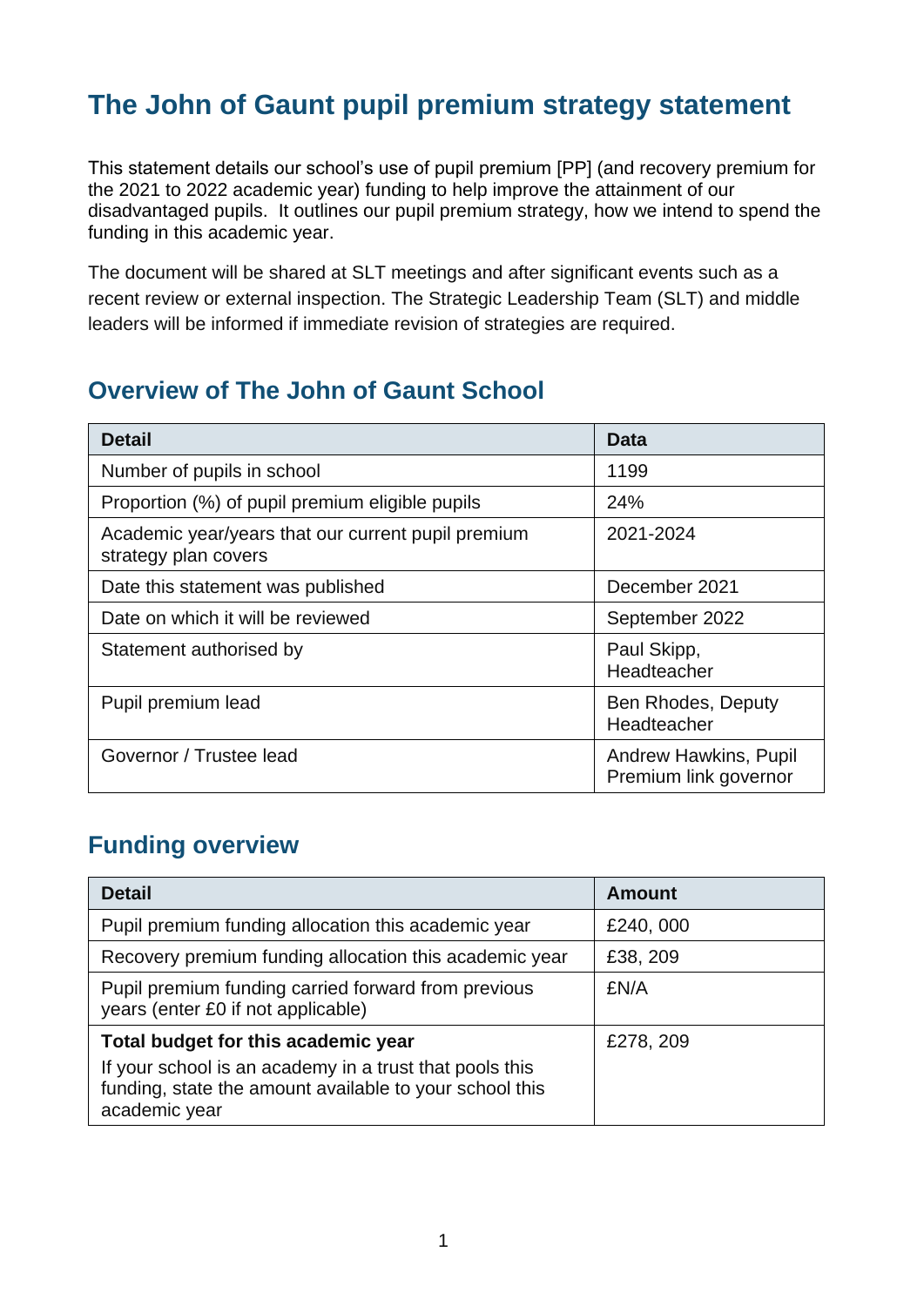# The John of Gaunt pupil premium strategy statement

This statement details our school's use of pupil premium [PP] (and recovery premium for the 2021 to 2022 academic year) funding to help improve the attainment of our disadvantaged pupils. It outlines our pupil premium strategy, how we intend to spend the funding in this academic year.

The document will be shared at SLT meetings and after significant events such as a recent review or external inspection. The Strategic Leadership Team (SLT) and middle leaders will be informed if immediate revision of strategies are required.

## Overview of The John of Gaunt School

| Detail | Data |
|---|---|
| Number of pupils in school | 1199 |
| Proportion (%) of pupil premium eligible pupils | 24% |
| Academic year/years that our current pupil premium strategy plan covers | 2021-2024 |
| Date this statement was published | December 2021 |
| Date on which it will be reviewed | September 2022 |
| Statement authorised by | Paul Skipp, Headteacher |
| Pupil premium lead | Ben Rhodes, Deputy Headteacher |
| Governor / Trustee lead | Andrew Hawkins, Pupil Premium link governor |

## Funding overview

| Detail | Amount |
|---|---|
| Pupil premium funding allocation this academic year | £240, 000 |
| Recovery premium funding allocation this academic year | £38, 209 |
| Pupil premium funding carried forward from previous years (enter £0 if not applicable) | £N/A |
| **Total budget for this academic year**<br>If your school is an academy in a trust that pools this funding, state the amount available to your school this academic year | £278, 209 |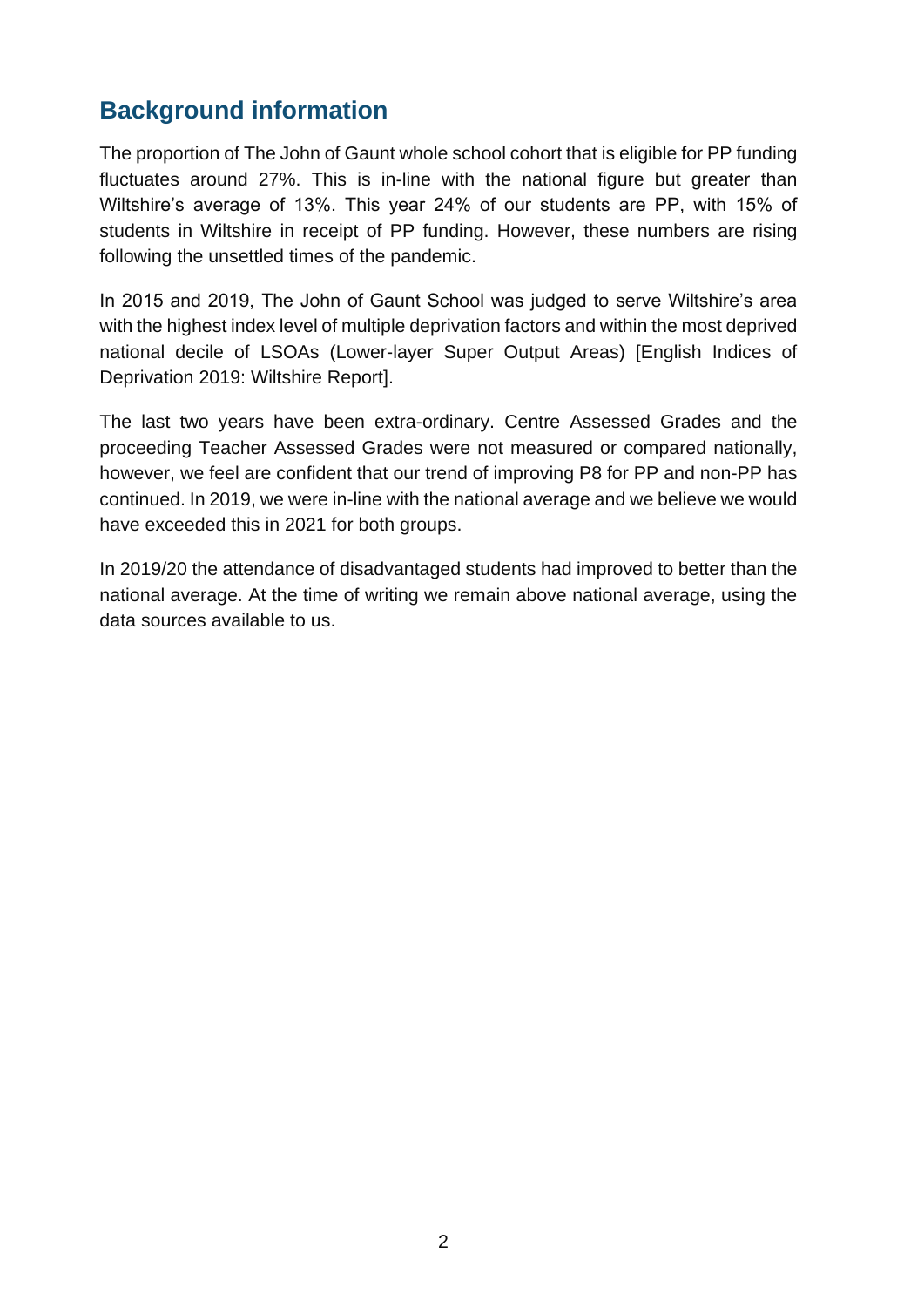## Background information

The proportion of The John of Gaunt whole school cohort that is eligible for PP funding fluctuates around 27%. This is in-line with the national figure but greater than Wiltshire's average of 13%. This year 24% of our students are PP, with 15% of students in Wiltshire in receipt of PP funding. However, these numbers are rising following the unsettled times of the pandemic.

In 2015 and 2019, The John of Gaunt School was judged to serve Wiltshire's area with the highest index level of multiple deprivation factors and within the most deprived national decile of LSOAs (Lower-layer Super Output Areas) [English Indices of Deprivation 2019: Wiltshire Report].

The last two years have been extra-ordinary. Centre Assessed Grades and the proceeding Teacher Assessed Grades were not measured or compared nationally, however, we feel are confident that our trend of improving P8 for PP and non-PP has continued. In 2019, we were in-line with the national average and we believe we would have exceeded this in 2021 for both groups.

In 2019/20 the attendance of disadvantaged students had improved to better than the national average. At the time of writing we remain above national average, using the data sources available to us.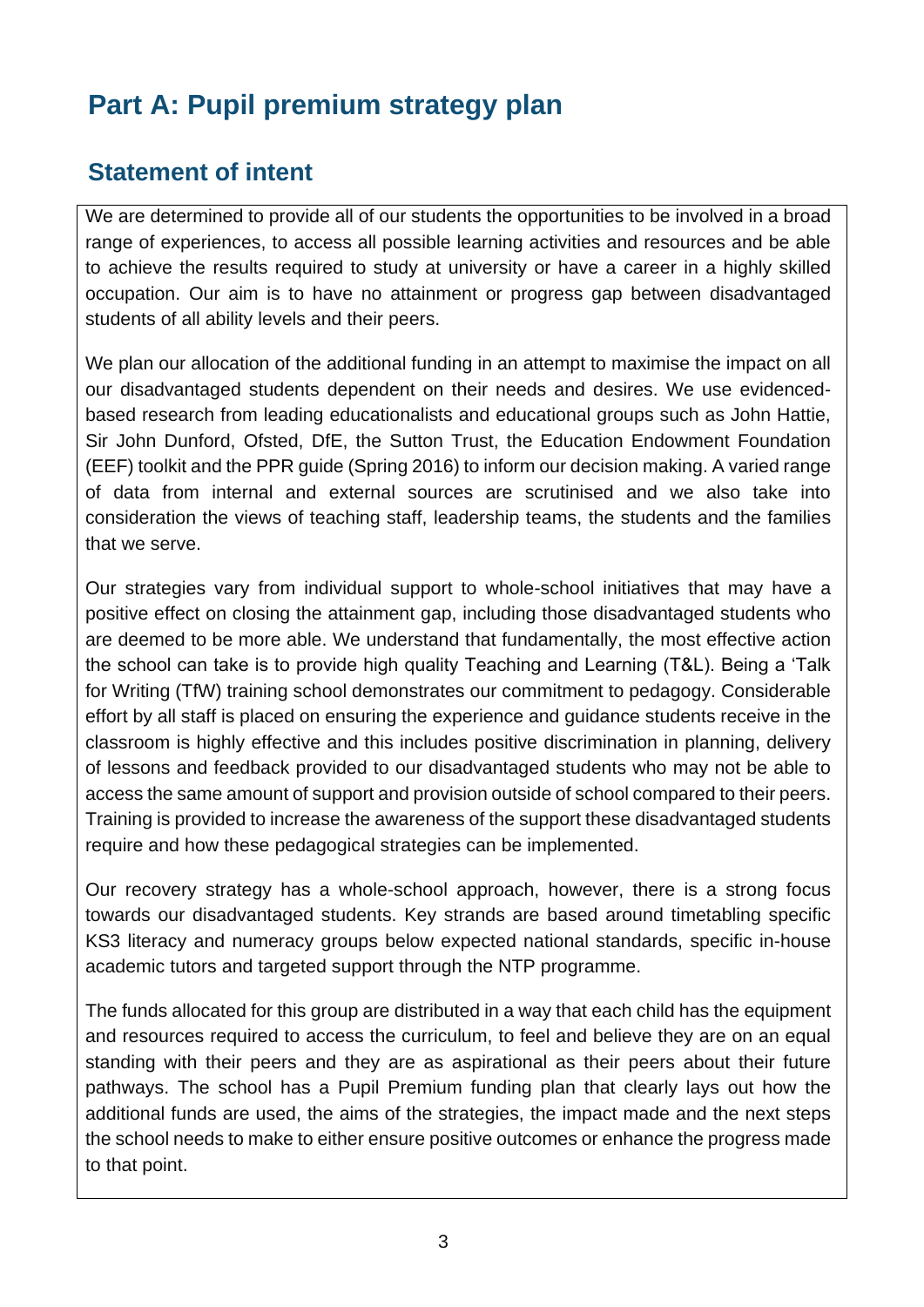# Part A: Pupil premium strategy plan

## Statement of intent

We are determined to provide all of our students the opportunities to be involved in a broad range of experiences, to access all possible learning activities and resources and be able to achieve the results required to study at university or have a career in a highly skilled occupation. Our aim is to have no attainment or progress gap between disadvantaged students of all ability levels and their peers.

We plan our allocation of the additional funding in an attempt to maximise the impact on all our disadvantaged students dependent on their needs and desires. We use evidenced-based research from leading educationalists and educational groups such as John Hattie, Sir John Dunford, Ofsted, DfE, the Sutton Trust, the Education Endowment Foundation (EEF) toolkit and the PPR guide (Spring 2016) to inform our decision making. A varied range of data from internal and external sources are scrutinised and we also take into consideration the views of teaching staff, leadership teams, the students and the families that we serve.

Our strategies vary from individual support to whole-school initiatives that may have a positive effect on closing the attainment gap, including those disadvantaged students who are deemed to be more able. We understand that fundamentally, the most effective action the school can take is to provide high quality Teaching and Learning (T&L). Being a 'Talk for Writing (TfW) training school demonstrates our commitment to pedagogy. Considerable effort by all staff is placed on ensuring the experience and guidance students receive in the classroom is highly effective and this includes positive discrimination in planning, delivery of lessons and feedback provided to our disadvantaged students who may not be able to access the same amount of support and provision outside of school compared to their peers. Training is provided to increase the awareness of the support these disadvantaged students require and how these pedagogical strategies can be implemented.

Our recovery strategy has a whole-school approach, however, there is a strong focus towards our disadvantaged students. Key strands are based around timetabling specific KS3 literacy and numeracy groups below expected national standards, specific in-house academic tutors and targeted support through the NTP programme.

The funds allocated for this group are distributed in a way that each child has the equipment and resources required to access the curriculum, to feel and believe they are on an equal standing with their peers and they are as aspirational as their peers about their future pathways. The school has a Pupil Premium funding plan that clearly lays out how the additional funds are used, the aims of the strategies, the impact made and the next steps the school needs to make to either ensure positive outcomes or enhance the progress made to that point.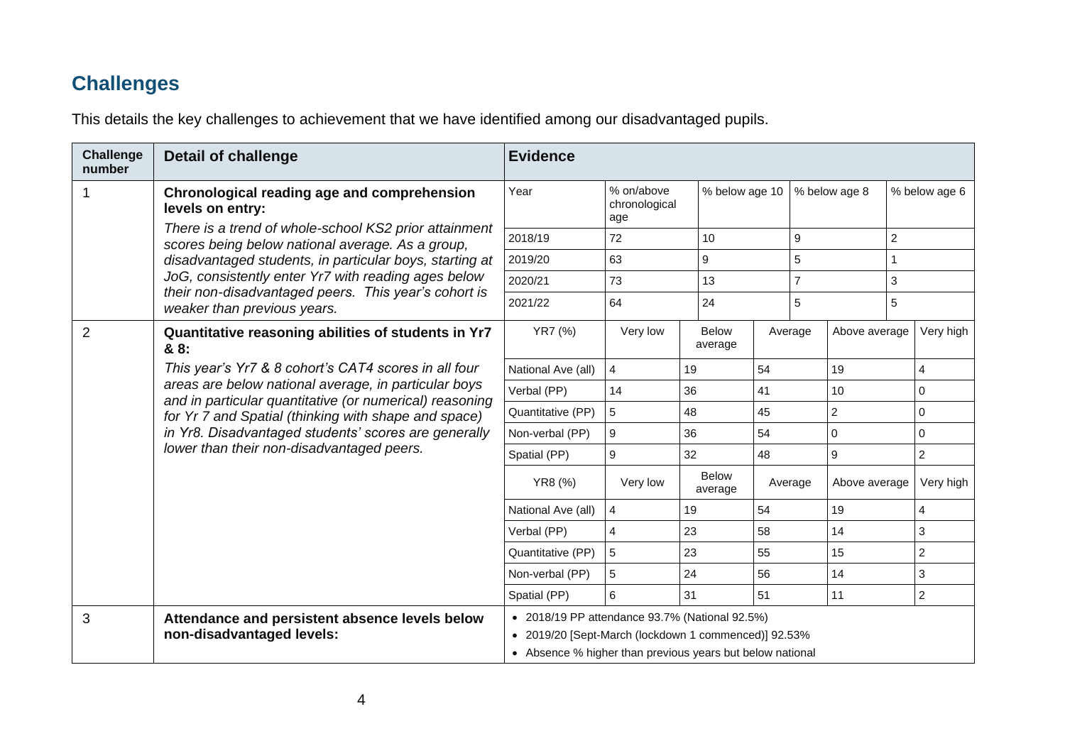## Challenges

This details the key challenges to achievement that we have identified among our disadvantaged pupils.

| Challenge number | Detail of challenge | Evidence | | | | | |
|---|---|---|---|---|---|---|---|
| 1 | **Chronological reading age and comprehension levels on entry:**<br>*There is a trend of whole-school KS2 prior attainment scores being below national average. As a group, disadvantaged students, in particular boys, starting at JoG, consistently enter Yr7 with reading ages below their non-disadvantaged peers. This year's cohort is weaker than previous years.* | Year | % on/above chronological age | % below age 10 | % below age 8 | % below age 6 | |
| | | 2018/19 | 72 | 10 | 9 | 2 | |
| | | 2019/20 | 63 | 9 | 5 | 1 | |
| | | 2020/21 | 73 | 13 | 7 | 3 | |
| | | 2021/22 | 64 | 24 | 5 | 5 | |
| 2 | **Quantitative reasoning abilities of students in Yr7 & 8:**<br>*This year's Yr7 & 8 cohort's CAT4 scores in all four areas are below national average, in particular boys and in particular quantitative (or numerical) reasoning for Yr 7 and Spatial (thinking with shape and space) in Yr8. Disadvantaged students' scores are generally lower than their non-disadvantaged peers.* | YR7 (%) | Very low | Below average | Average | Above average | Very high |
| | | National Ave (all) | 4 | 19 | 54 | 19 | 4 |
| | | Verbal (PP) | 14 | 36 | 41 | 10 | 0 |
| | | Quantitative (PP) | 5 | 48 | 45 | 2 | 0 |
| | | Non-verbal (PP) | 9 | 36 | 54 | 0 | 0 |
| | | Spatial (PP) | 9 | 32 | 48 | 9 | 2 |
| | | YR8 (%) | Very low | Below average | Average | Above average | Very high |
| | | National Ave (all) | 4 | 19 | 54 | 19 | 4 |
| | | Verbal (PP) | 4 | 23 | 58 | 14 | 3 |
| | | Quantitative (PP) | 5 | 23 | 55 | 15 | 2 |
| | | Non-verbal (PP) | 5 | 24 | 56 | 14 | 3 |
| | | Spatial (PP) | 6 | 31 | 51 | 11 | 2 |
| 3 | **Attendance and persistent absence levels below non-disadvantaged levels:** | • 2018/19 PP attendance 93.7% (National 92.5%)<br>• 2019/20 [Sept-March (lockdown 1 commenced)] 92.53%<br>• Absence % higher than previous years but below national | | | | | |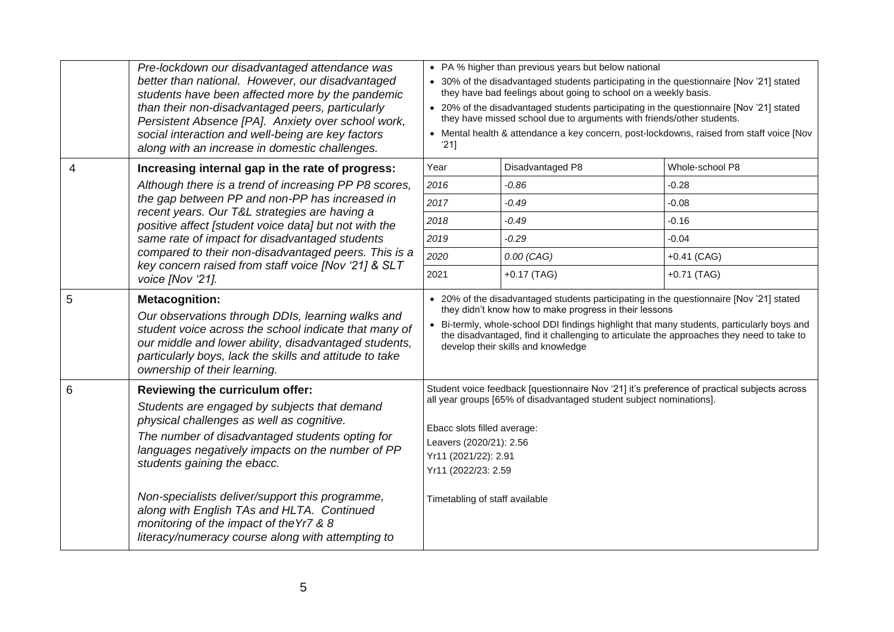| | | | | |
|---|---|---|---|---|
| | *Pre-lockdown our disadvantaged attendance was better than national. However, our disadvantaged students have been affected more by the pandemic than their non-disadvantaged peers, particularly Persistent Absence [PA]. Anxiety over school work, social interaction and well-being are key factors along with an increase in domestic challenges.* | • PA % higher than previous years but below national<br>• 30% of the disadvantaged students participating in the questionnaire [Nov '21] stated they have bad feelings about going to school on a weekly basis.<br>• 20% of the disadvantaged students participating in the questionnaire [Nov '21] stated they have missed school due to arguments with friends/other students.<br>• Mental health & attendance a key concern, post-lockdowns, raised from staff voice [Nov '21] | | |
| 4 | **Increasing internal gap in the rate of progress:**<br>*Although there is a trend of increasing PP P8 scores, the gap between PP and non-PP has increased in recent years. Our T&L strategies are having a positive affect [student voice data] but not with the same rate of impact for disadvantaged students compared to their non-disadvantaged peers. This is a key concern raised from staff voice [Nov '21] & SLT voice [Nov '21].* | Year<br>*2016*<br>*2017*<br>*2018*<br>*2019*<br>*2020*<br>2021 | Disadvantaged P8<br>*-0.86*<br>*-0.49*<br>*-0.49*<br>*-0.29*<br>*0.00 (CAG)*<br>+0.17 (TAG) | Whole-school P8<br>-0.28<br>-0.08<br>-0.16<br>-0.04<br>+0.41 (CAG)<br>+0.71 (TAG) |
| 5 | **Metacognition:**<br>*Our observations through DDIs, learning walks and student voice across the school indicate that many of our middle and lower ability, disadvantaged students, particularly boys, lack the skills and attitude to take ownership of their learning.* | • 20% of the disadvantaged students participating in the questionnaire [Nov '21] stated they didn't know how to make progress in their lessons<br>• Bi-termly, whole-school DDI findings highlight that many students, particularly boys and the disadvantaged, find it challenging to articulate the approaches they need to take to develop their skills and knowledge | | |
| 6 | **Reviewing the curriculum offer:**<br>*Students are engaged by subjects that demand physical challenges as well as cognitive.*<br>*The number of disadvantaged students opting for languages negatively impacts on the number of PP students gaining the ebacc.*<br><br>*Non-specialists deliver/support this programme, along with English TAs and HLTA. Continued monitoring of the impact of theYr7 & 8 literacy/numeracy course along with attempting to* | Student voice feedback [questionnaire Nov '21] it's preference of practical subjects across all year groups [65% of disadvantaged student subject nominations].<br><br>Ebacc slots filled average:<br>Leavers (2020/21): 2.56<br>Yr11 (2021/22): 2.91<br>Yr11 (2022/23: 2.59<br><br>Timetabling of staff available | | |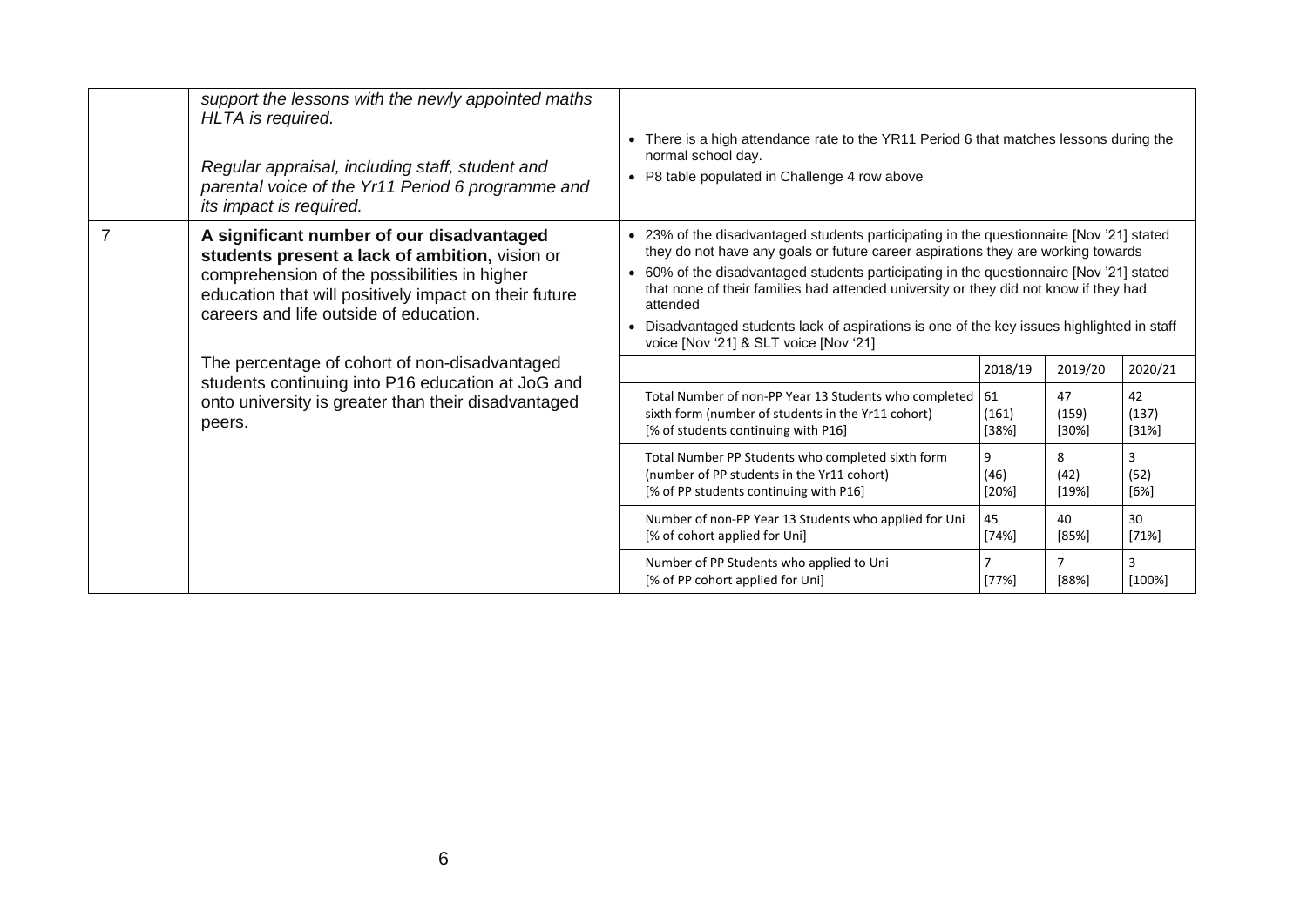| | | |
|---|---|---|
| | *support the lessons with the newly appointed maths HLTA is required.*<br><br>*Regular appraisal, including staff, student and parental voice of the Yr11 Period 6 programme and its impact is required.* | • There is a high attendance rate to the YR11 Period 6 that matches lessons during the normal school day.<br>• P8 table populated in Challenge 4 row above |
| 7 | **A significant number of our disadvantaged students present a lack of ambition,** vision or comprehension of the possibilities in higher education that will positively impact on their future careers and life outside of education.<br><br>The percentage of cohort of non-disadvantaged students continuing into P16 education at JoG and onto university is greater than their disadvantaged peers. | • 23% of the disadvantaged students participating in the questionnaire [Nov '21] stated they do not have any goals or future career aspirations they are working towards<br>• 60% of the disadvantaged students participating in the questionnaire [Nov '21] stated that none of their families had attended university or they did not know if they had attended<br>• Disadvantaged students lack of aspirations is one of the key issues highlighted in staff voice [Nov '21] & SLT voice [Nov '21] |

| | 2018/19 | 2019/20 | 2020/21 |
|---|---|---|---|
| Total Number of non-PP Year 13 Students who completed sixth form (number of students in the Yr11 cohort) [% of students continuing with P16] | 61 (161) [38%] | 47 (159) [30%] | 42 (137) [31%] |
| Total Number PP Students who completed sixth form (number of PP students in the Yr11 cohort) [% of PP students continuing with P16] | 9 (46) [20%] | 8 (42) [19%] | 3 (52) [6%] |
| Number of non-PP Year 13 Students who applied for Uni [% of cohort applied for Uni] | 45 [74%] | 40 [85%] | 30 [71%] |
| Number of PP Students who applied to Uni [% of PP cohort applied for Uni] | 7 [77%] | 7 [88%] | 3 [100%] |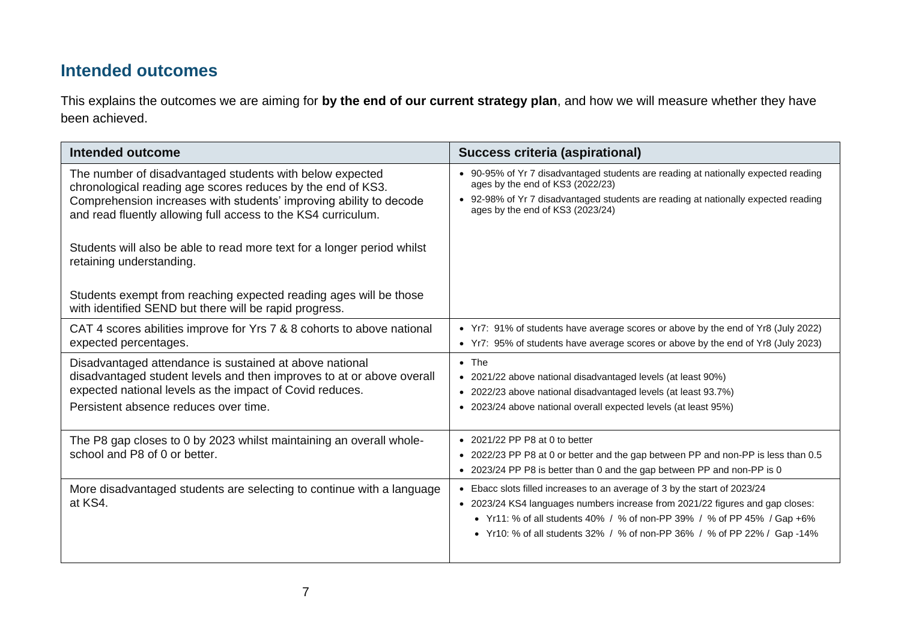## Intended outcomes

This explains the outcomes we are aiming for **by the end of our current strategy plan**, and how we will measure whether they have been achieved.

| Intended outcome | Success criteria (aspirational) |
|---|---|
| The number of disadvantaged students with below expected chronological reading age scores reduces by the end of KS3. Comprehension increases with students' improving ability to decode and read fluently allowing full access to the KS4 curriculum.<br><br>Students will also be able to read more text for a longer period whilst retaining understanding.<br><br>Students exempt from reaching expected reading ages will be those with identified SEND but there will be rapid progress. | • 90-95% of Yr 7 disadvantaged students are reading at nationally expected reading ages by the end of KS3 (2022/23)<br>• 92-98% of Yr 7 disadvantaged students are reading at nationally expected reading ages by the end of KS3 (2023/24) |
| CAT 4 scores abilities improve for Yrs 7 & 8 cohorts to above national expected percentages. | • Yr7: 91% of students have average scores or above by the end of Yr8 (July 2022)<br>• Yr7: 95% of students have average scores or above by the end of Yr8 (July 2023) |
| Disadvantaged attendance is sustained at above national disadvantaged student levels and then improves to at or above overall expected national levels as the impact of Covid reduces.<br>Persistent absence reduces over time. | • The<br>• 2021/22 above national disadvantaged levels (at least 90%)<br>• 2022/23 above national disadvantaged levels (at least 93.7%)<br>• 2023/24 above national overall expected levels (at least 95%) |
| The P8 gap closes to 0 by 2023 whilst maintaining an overall whole-school and P8 of 0 or better. | • 2021/22 PP P8 at 0 to better<br>• 2022/23 PP P8 at 0 or better and the gap between PP and non-PP is less than 0.5<br>• 2023/24 PP P8 is better than 0 and the gap between PP and non-PP is 0 |
| More disadvantaged students are selecting to continue with a language at KS4. | • Ebacc slots filled increases to an average of 3 by the start of 2023/24<br>• 2023/24 KS4 languages numbers increase from 2021/22 figures and gap closes:<br>  • Yr11: % of all students 40% / % of non-PP 39% / % of PP 45% / Gap +6%<br>  • Yr10: % of all students 32% / % of non-PP 36% / % of PP 22% / Gap -14% |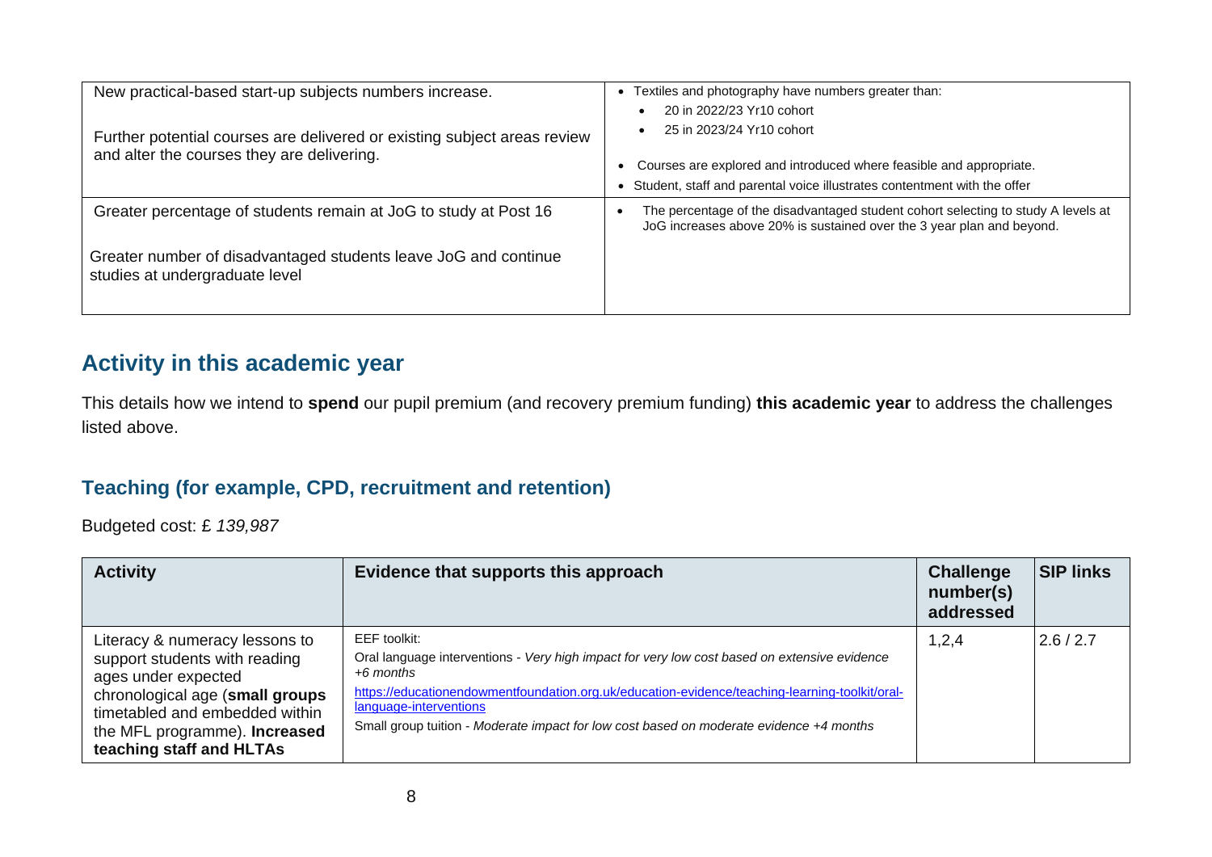| | |
|---|---|
| New practical-based start-up subjects numbers increase.<br><br>Further potential courses are delivered or existing subject areas review and alter the courses they are delivering. | • Textiles and photography have numbers greater than:<br>&nbsp;&nbsp;• 20 in 2022/23 Yr10 cohort<br>&nbsp;&nbsp;• 25 in 2023/24 Yr10 cohort<br><br>• Courses are explored and introduced where feasible and appropriate.<br>• Student, staff and parental voice illustrates contentment with the offer |
| Greater percentage of students remain at JoG to study at Post 16<br><br>Greater number of disadvantaged students leave JoG and continue studies at undergraduate level | • The percentage of the disadvantaged student cohort selecting to study A levels at JoG increases above 20% is sustained over the 3 year plan and beyond. |

## Activity in this academic year

This details how we intend to **spend** our pupil premium (and recovery premium funding) **this academic year** to address the challenges listed above.

### Teaching (for example, CPD, recruitment and retention)

Budgeted cost: £ *139,987*

| Activity | Evidence that supports this approach | Challenge number(s) addressed | SIP links |
|---|---|---|---|
| Literacy & numeracy lessons to support students with reading ages under expected chronological age (**small groups** timetabled and embedded within the MFL programme). **Increased teaching staff and HLTAs** | EEF toolkit:<br>Oral language interventions - *Very high impact for very low cost based on extensive evidence +6 months*<br>https://educationendowmentfoundation.org.uk/education-evidence/teaching-learning-toolkit/oral-language-interventions<br>Small group tuition - *Moderate impact for low cost based on moderate evidence +4 months* | 1,2,4 | 2.6 / 2.7 |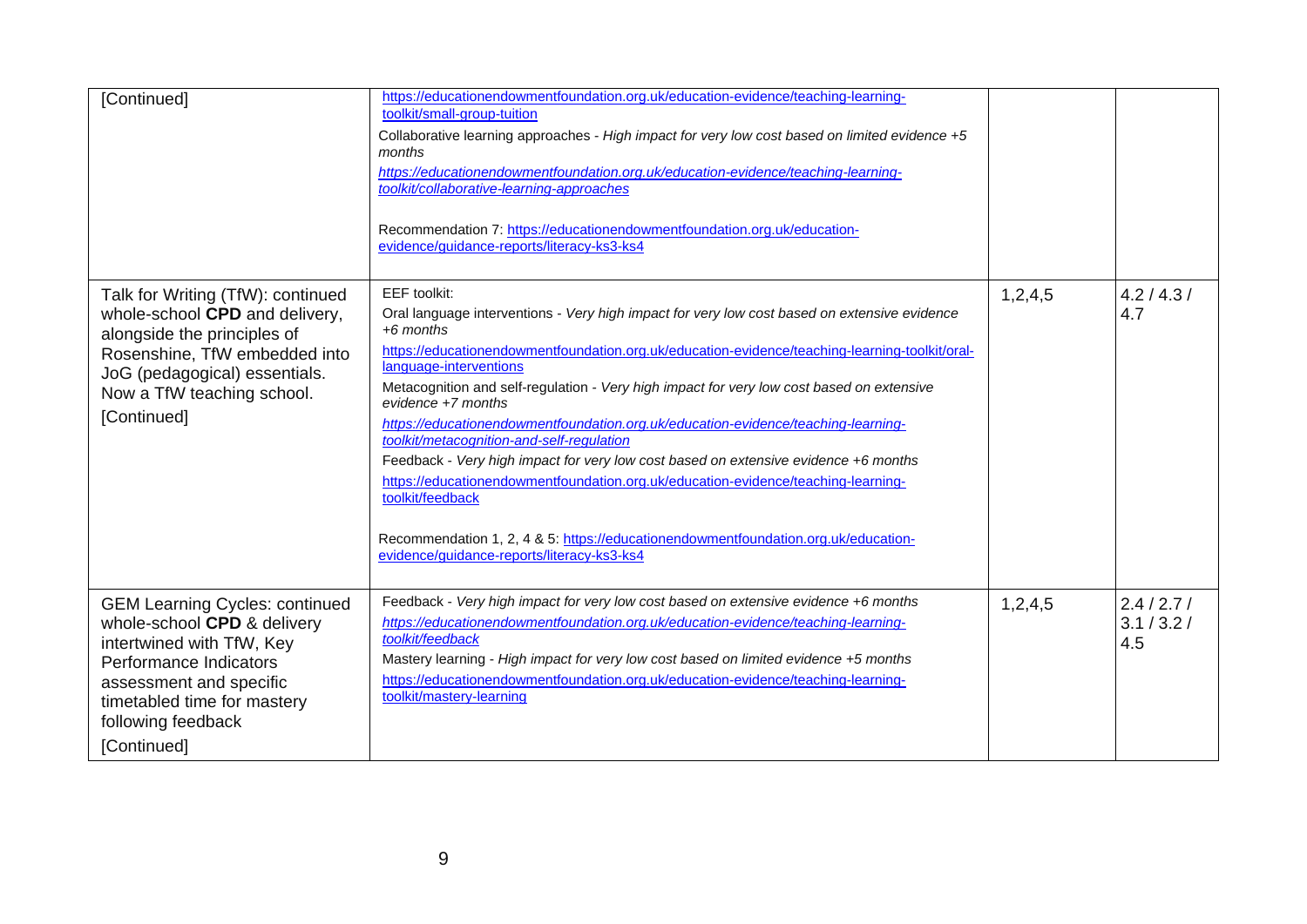| | | | |
|---|---|---|---|
| [Continued] | https://educationendowmentfoundation.org.uk/education-evidence/teaching-learning-toolkit/small-group-tuition<br><br>Collaborative learning approaches - *High impact for very low cost based on limited evidence +5 months*<br><br>*https://educationendowmentfoundation.org.uk/education-evidence/teaching-learning-toolkit/collaborative-learning-approaches*<br><br>Recommendation 7: https://educationendowmentfoundation.org.uk/education-evidence/guidance-reports/literacy-ks3-ks4 | | |
| Talk for Writing (TfW): continued whole-school **CPD** and delivery, alongside the principles of Rosenshine, TfW embedded into JoG (pedagogical) essentials. Now a TfW teaching school.<br><br>[Continued] | EEF toolkit:<br><br>Oral language interventions - *Very high impact for very low cost based on extensive evidence +6 months*<br><br>https://educationendowmentfoundation.org.uk/education-evidence/teaching-learning-toolkit/oral-language-interventions<br><br>Metacognition and self-regulation - *Very high impact for very low cost based on extensive evidence +7 months*<br><br>*https://educationendowmentfoundation.org.uk/education-evidence/teaching-learning-toolkit/metacognition-and-self-regulation*<br><br>Feedback - *Very high impact for very low cost based on extensive evidence +6 months*<br><br>https://educationendowmentfoundation.org.uk/education-evidence/teaching-learning-toolkit/feedback<br><br>Recommendation 1, 2, 4 & 5: https://educationendowmentfoundation.org.uk/education-evidence/guidance-reports/literacy-ks3-ks4 | 1,2,4,5 | 4.2 / 4.3 / 4.7 |
| GEM Learning Cycles: continued whole-school **CPD** & delivery intertwined with TfW, Key Performance Indicators assessment and specific timetabled time for mastery following feedback<br><br>[Continued] | Feedback - *Very high impact for very low cost based on extensive evidence +6 months*<br><br>*https://educationendowmentfoundation.org.uk/education-evidence/teaching-learning-toolkit/feedback*<br><br>Mastery learning - *High impact for very low cost based on limited evidence +5 months*<br><br>https://educationendowmentfoundation.org.uk/education-evidence/teaching-learning-toolkit/mastery-learning | 1,2,4,5 | 2.4 / 2.7 / 3.1 / 3.2 / 4.5 |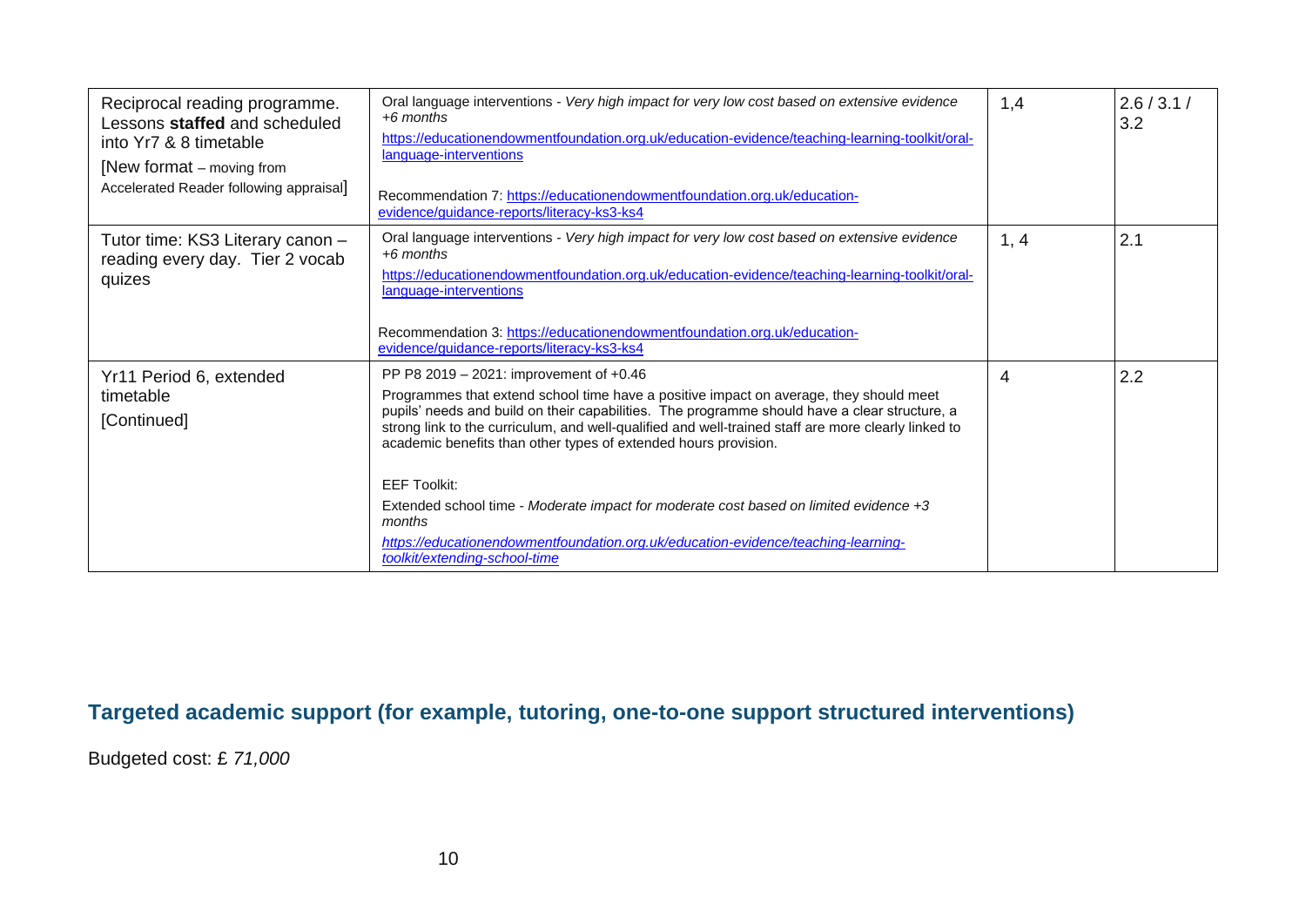| | | | |
|---|---|---|---|
| Reciprocal reading programme. Lessons **staffed** and scheduled into Yr7 & 8 timetable<br>[New format – moving from Accelerated Reader following appraisal] | Oral language interventions - *Very high impact for very low cost based on extensive evidence +6 months*<br>https://educationendowmentfoundation.org.uk/education-evidence/teaching-learning-toolkit/oral-language-interventions<br><br>Recommendation 7: https://educationendowmentfoundation.org.uk/education-evidence/guidance-reports/literacy-ks3-ks4 | 1,4 | 2.6 / 3.1 / 3.2 |
| Tutor time: KS3 Literary canon – reading every day. Tier 2 vocab quizes | Oral language interventions - *Very high impact for very low cost based on extensive evidence +6 months*<br>https://educationendowmentfoundation.org.uk/education-evidence/teaching-learning-toolkit/oral-language-interventions<br><br>Recommendation 3: https://educationendowmentfoundation.org.uk/education-evidence/guidance-reports/literacy-ks3-ks4 | 1, 4 | 2.1 |
| Yr11 Period 6, extended timetable<br>[Continued] | PP P8 2019 – 2021: improvement of +0.46<br>Programmes that extend school time have a positive impact on average, they should meet pupils' needs and build on their capabilities. The programme should have a clear structure, a strong link to the curriculum, and well-qualified and well-trained staff are more clearly linked to academic benefits than other types of extended hours provision.<br><br>EEF Toolkit:<br>Extended school time - *Moderate impact for moderate cost based on limited evidence +3 months*<br>*https://educationendowmentfoundation.org.uk/education-evidence/teaching-learning-toolkit/extending-school-time* | 4 | 2.2 |

## Targeted academic support (for example, tutoring, one-to-one support structured interventions)

Budgeted cost: £ *71,000*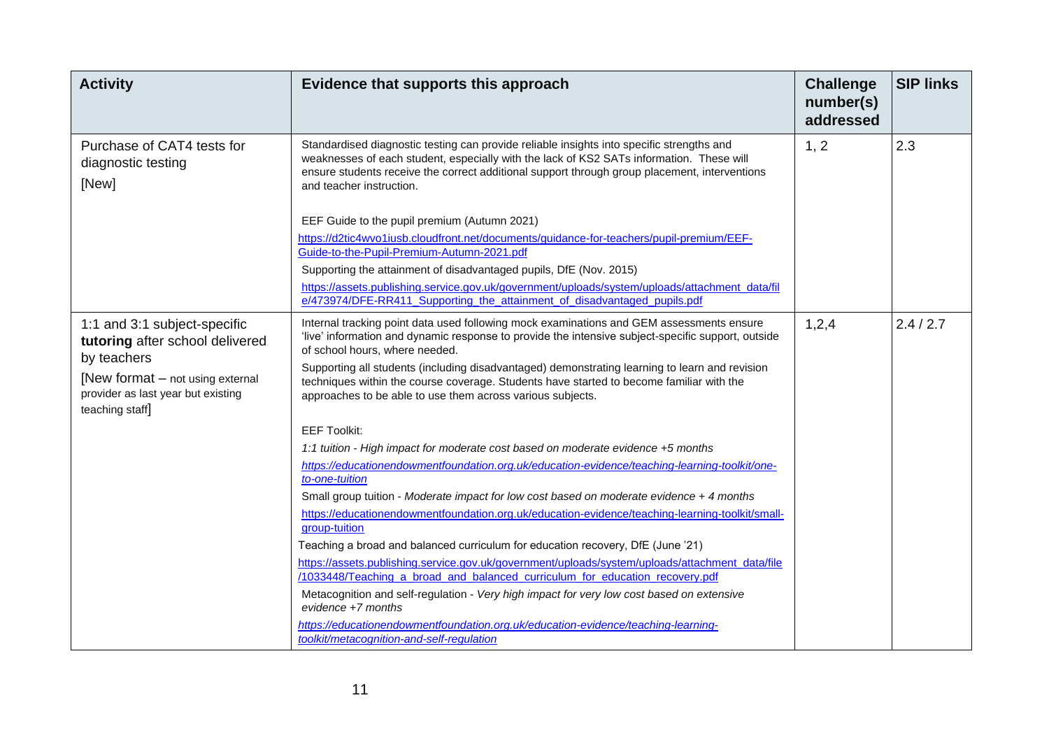| Activity | Evidence that supports this approach | Challenge number(s) addressed | SIP links |
|---|---|---|---|
| Purchase of CAT4 tests for diagnostic testing<br>[New] | Standardised diagnostic testing can provide reliable insights into specific strengths and weaknesses of each student, especially with the lack of KS2 SATs information. These will ensure students receive the correct additional support through group placement, interventions and teacher instruction.<br><br>EEF Guide to the pupil premium (Autumn 2021)<br>https://d2tic4wvo1iusb.cloudfront.net/documents/guidance-for-teachers/pupil-premium/EEF-Guide-to-the-Pupil-Premium-Autumn-2021.pdf<br>Supporting the attainment of disadvantaged pupils, DfE (Nov. 2015)<br>https://assets.publishing.service.gov.uk/government/uploads/system/uploads/attachment_data/file/473974/DFE-RR411_Supporting_the_attainment_of_disadvantaged_pupils.pdf | 1, 2 | 2.3 |
| 1:1 and 3:1 subject-specific **tutoring** after school delivered by teachers<br>[New format – not using external provider as last year but existing teaching staff] | Internal tracking point data used following mock examinations and GEM assessments ensure 'live' information and dynamic response to provide the intensive subject-specific support, outside of school hours, where needed.<br>Supporting all students (including disadvantaged) demonstrating learning to learn and revision techniques within the course coverage. Students have started to become familiar with the approaches to be able to use them across various subjects.<br><br>EEF Toolkit:<br>*1:1 tuition - High impact for moderate cost based on moderate evidence +5 months*<br>*https://educationendowmentfoundation.org.uk/education-evidence/teaching-learning-toolkit/one-to-one-tuition*<br>Small group tuition - *Moderate impact for low cost based on moderate evidence + 4 months*<br>https://educationendowmentfoundation.org.uk/education-evidence/teaching-learning-toolkit/small-group-tuition<br>Teaching a broad and balanced curriculum for education recovery, DfE (June '21)<br>https://assets.publishing.service.gov.uk/government/uploads/system/uploads/attachment_data/file/1033448/Teaching_a_broad_and_balanced_curriculum_for_education_recovery.pdf<br>Metacognition and self-regulation - *Very high impact for very low cost based on extensive evidence +7 months*<br>*https://educationendowmentfoundation.org.uk/education-evidence/teaching-learning-toolkit/metacognition-and-self-regulation* | 1,2,4 | 2.4 / 2.7 |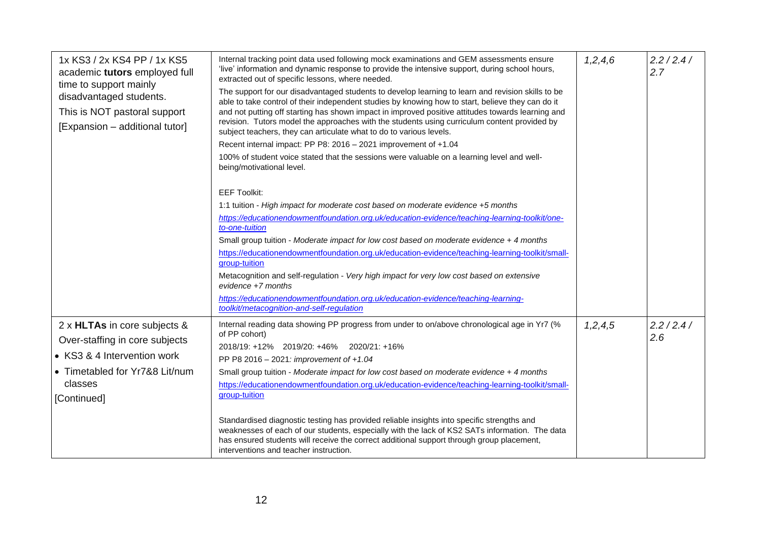| | | | |
|---|---|---|---|
| 1x KS3 / 2x KS4 PP / 1x KS5 academic **tutors** employed full time to support mainly disadvantaged students.<br><br>This is NOT pastoral support<br><br>[Expansion – additional tutor] | Internal tracking point data used following mock examinations and GEM assessments ensure 'live' information and dynamic response to provide the intensive support, during school hours, extracted out of specific lessons, where needed.<br><br>The support for our disadvantaged students to develop learning to learn and revision skills to be able to take control of their independent studies by knowing how to start, believe they can do it and not putting off starting has shown impact in improved positive attitudes towards learning and revision. Tutors model the approaches with the students using curriculum content provided by subject teachers, they can articulate what to do to various levels.<br><br>Recent internal impact: PP P8: 2016 – 2021 improvement of +1.04<br><br>100% of student voice stated that the sessions were valuable on a learning level and well-being/motivational level.<br><br>EEF Toolkit:<br><br>1:1 tuition - *High impact for moderate cost based on moderate evidence +5 months*<br><br>*https://educationendowmentfoundation.org.uk/education-evidence/teaching-learning-toolkit/one-to-one-tuition*<br><br>Small group tuition - *Moderate impact for low cost based on moderate evidence + 4 months*<br><br>https://educationendowmentfoundation.org.uk/education-evidence/teaching-learning-toolkit/small-group-tuition<br><br>Metacognition and self-regulation - *Very high impact for very low cost based on extensive evidence +7 months*<br><br>*https://educationendowmentfoundation.org.uk/education-evidence/teaching-learning-toolkit/metacognition-and-self-regulation* | *1,2,4,6* | *2.2 / 2.4 / 2.7* |
| 2 x **HLTAs** in core subjects &<br><br>Over-staffing in core subjects<br><br>• KS3 & 4 Intervention work<br><br>• Timetabled for Yr7&8 Lit/num classes<br><br>[Continued] | Internal reading data showing PP progress from under to on/above chronological age in Yr7 (% of PP cohort)<br><br>2018/19: +12% 2019/20: +46% 2020/21: +16%<br><br>PP P8 2016 – 2021*: improvement of +1.04*<br><br>Small group tuition - *Moderate impact for low cost based on moderate evidence + 4 months*<br><br>https://educationendowmentfoundation.org.uk/education-evidence/teaching-learning-toolkit/small-group-tuition<br><br>Standardised diagnostic testing has provided reliable insights into specific strengths and weaknesses of each of our students, especially with the lack of KS2 SATs information. The data has ensured students will receive the correct additional support through group placement, interventions and teacher instruction. | *1,2,4,5* | *2.2 / 2.4 / 2.6* |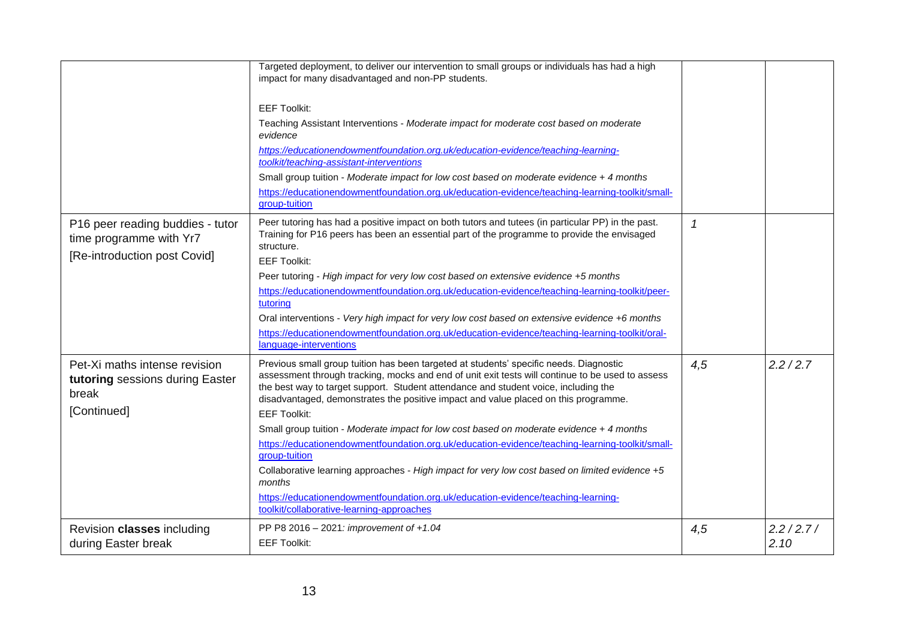| | | | |
|---|---|---|---|
| | Targeted deployment, to deliver our intervention to small groups or individuals has had a high impact for many disadvantaged and non-PP students.<br><br>EEF Toolkit:<br>Teaching Assistant Interventions - *Moderate impact for moderate cost based on moderate evidence*<br>*https://educationendowmentfoundation.org.uk/education-evidence/teaching-learning-toolkit/teaching-assistant-interventions*<br>Small group tuition - *Moderate impact for low cost based on moderate evidence + 4 months*<br>https://educationendowmentfoundation.org.uk/education-evidence/teaching-learning-toolkit/small-group-tuition | | |
| P16 peer reading buddies - tutor time programme with Yr7<br>[Re-introduction post Covid] | Peer tutoring has had a positive impact on both tutors and tutees (in particular PP) in the past. Training for P16 peers has been an essential part of the programme to provide the envisaged structure.<br>EEF Toolkit:<br>Peer tutoring - *High impact for very low cost based on extensive evidence +5 months*<br>https://educationendowmentfoundation.org.uk/education-evidence/teaching-learning-toolkit/peer-tutoring<br>Oral interventions - *Very high impact for very low cost based on extensive evidence +6 months*<br>https://educationendowmentfoundation.org.uk/education-evidence/teaching-learning-toolkit/oral-language-interventions | *1* | |
| Pet-Xi maths intense revision **tutoring** sessions during Easter break<br>[Continued] | Previous small group tuition has been targeted at students' specific needs. Diagnostic assessment through tracking, mocks and end of unit exit tests will continue to be used to assess the best way to target support. Student attendance and student voice, including the disadvantaged, demonstrates the positive impact and value placed on this programme.<br>EEF Toolkit:<br>Small group tuition - *Moderate impact for low cost based on moderate evidence + 4 months*<br>https://educationendowmentfoundation.org.uk/education-evidence/teaching-learning-toolkit/small-group-tuition<br>Collaborative learning approaches - *High impact for very low cost based on limited evidence +5 months*<br>https://educationendowmentfoundation.org.uk/education-evidence/teaching-learning-toolkit/collaborative-learning-approaches | *4,5* | *2.2 / 2.7* |
| Revision **classes** including during Easter break | PP P8 2016 – 2021*: improvement of +1.04*<br>EEF Toolkit: | *4,5* | *2.2 / 2.7 / 2.10* |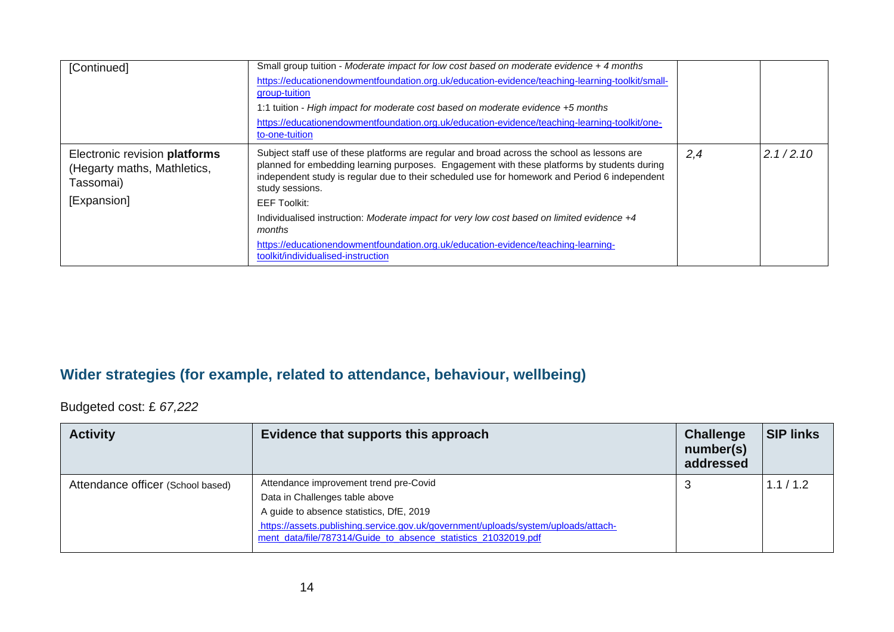| | | | |
|---|---|---|---|
| [Continued] | Small group tuition - *Moderate impact for low cost based on moderate evidence + 4 months*<br>https://educationendowmentfoundation.org.uk/education-evidence/teaching-learning-toolkit/small-group-tuition<br>1:1 tuition - *High impact for moderate cost based on moderate evidence +5 months*<br>https://educationendowmentfoundation.org.uk/education-evidence/teaching-learning-toolkit/one-to-one-tuition | | |
| Electronic revision **platforms** (Hegarty maths, Mathletics, Tassomai)<br>[Expansion] | Subject staff use of these platforms are regular and broad across the school as lessons are planned for embedding learning purposes. Engagement with these platforms by students during independent study is regular due to their scheduled use for homework and Period 6 independent study sessions.<br>EEF Toolkit:<br>Individualised instruction: *Moderate impact for very low cost based on limited evidence +4 months*<br>https://educationendowmentfoundation.org.uk/education-evidence/teaching-learning-toolkit/individualised-instruction | *2,4* | *2.1 / 2.10* |

## Wider strategies (for example, related to attendance, behaviour, wellbeing)

Budgeted cost: £ *67,222*

| Activity | Evidence that supports this approach | Challenge number(s) addressed | SIP links |
|---|---|---|---|
| Attendance officer (School based) | Attendance improvement trend pre-Covid<br>Data in Challenges table above<br>A guide to absence statistics, DfE, 2019<br>https://assets.publishing.service.gov.uk/government/uploads/system/uploads/attachment_data/file/787314/Guide_to_absence_statistics_21032019.pdf | 3 | 1.1 / 1.2 |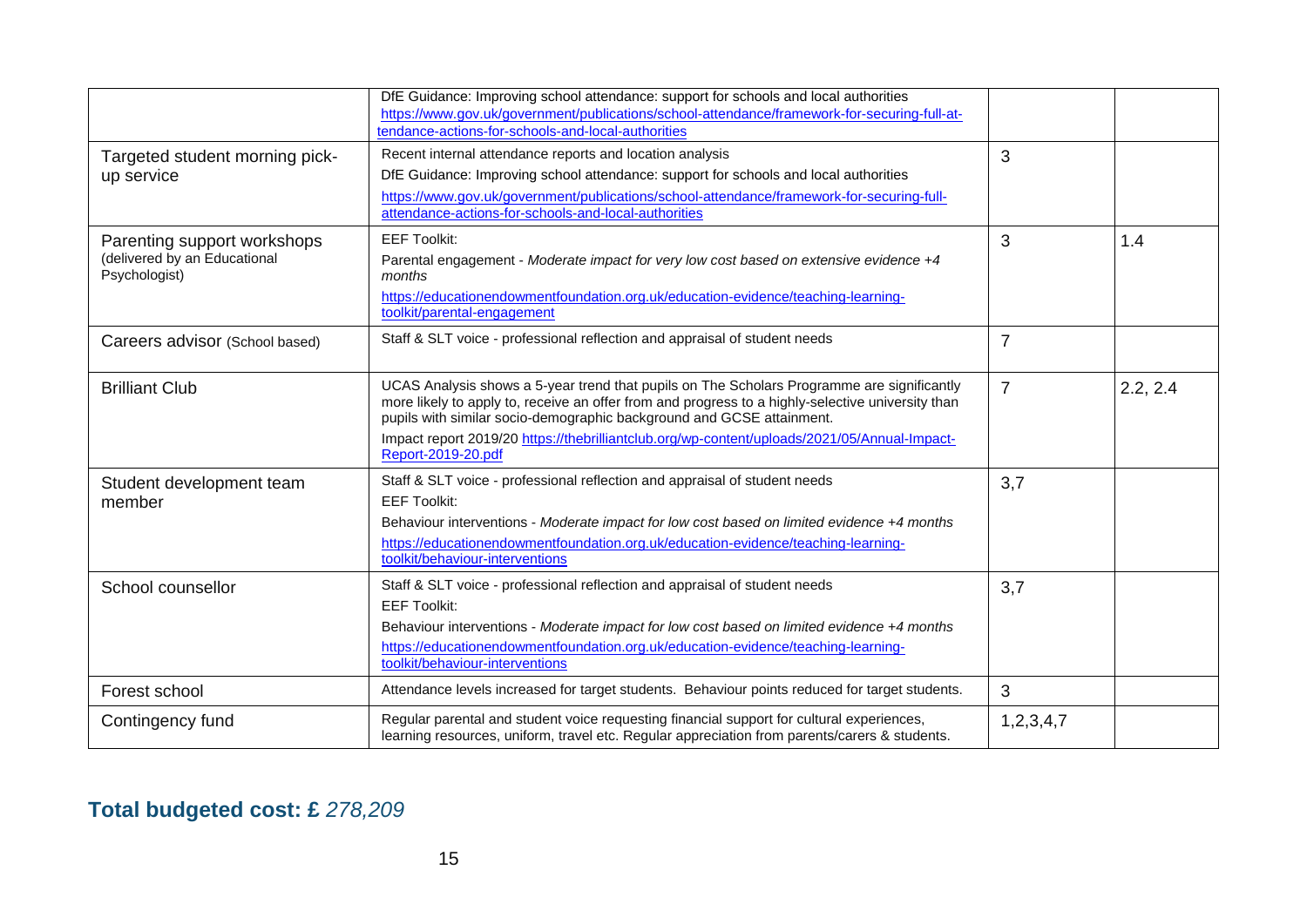| | | | |
|---|---|---|---|
| | DfE Guidance: Improving school attendance: support for schools and local authorities https://www.gov.uk/government/publications/school-attendance/framework-for-securing-full-attendance-actions-for-schools-and-local-authorities | | |
| Targeted student morning pick-up service | Recent internal attendance reports and location analysis<br>DfE Guidance: Improving school attendance: support for schools and local authorities<br>https://www.gov.uk/government/publications/school-attendance/framework-for-securing-full-attendance-actions-for-schools-and-local-authorities | 3 | |
| Parenting support workshops (delivered by an Educational Psychologist) | EEF Toolkit:<br>Parental engagement - *Moderate impact for very low cost based on extensive evidence +4 months*<br>https://educationendowmentfoundation.org.uk/education-evidence/teaching-learning-toolkit/parental-engagement | 3 | 1.4 |
| Careers advisor (School based) | Staff & SLT voice - professional reflection and appraisal of student needs | 7 | |
| Brilliant Club | UCAS Analysis shows a 5-year trend that pupils on The Scholars Programme are significantly more likely to apply to, receive an offer from and progress to a highly-selective university than pupils with similar socio-demographic background and GCSE attainment.<br>Impact report 2019/20 https://thebrilliantclub.org/wp-content/uploads/2021/05/Annual-Impact-Report-2019-20.pdf | 7 | 2.2, 2.4 |
| Student development team member | Staff & SLT voice - professional reflection and appraisal of student needs<br>EEF Toolkit:<br>Behaviour interventions - *Moderate impact for low cost based on limited evidence +4 months*<br>https://educationendowmentfoundation.org.uk/education-evidence/teaching-learning-toolkit/behaviour-interventions | 3,7 | |
| School counsellor | Staff & SLT voice - professional reflection and appraisal of student needs<br>EEF Toolkit:<br>Behaviour interventions - *Moderate impact for low cost based on limited evidence +4 months*<br>https://educationendowmentfoundation.org.uk/education-evidence/teaching-learning-toolkit/behaviour-interventions | 3,7 | |
| Forest school | Attendance levels increased for target students. Behaviour points reduced for target students. | 3 | |
| Contingency fund | Regular parental and student voice requesting financial support for cultural experiences, learning resources, uniform, travel etc. Regular appreciation from parents/carers & students. | 1,2,3,4,7 | |

## Total budgeted cost: £ *278,209*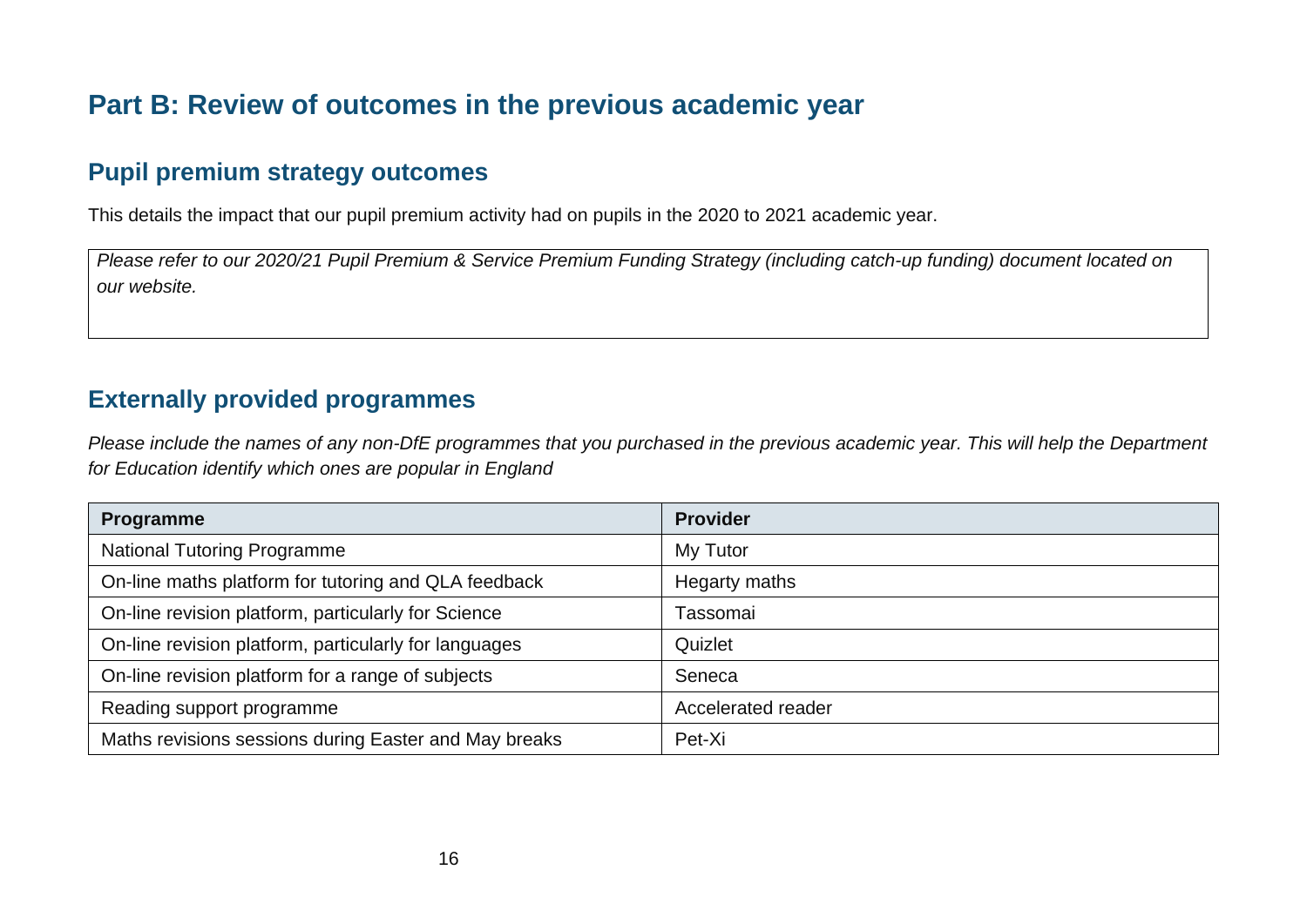# Part B: Review of outcomes in the previous academic year

## Pupil premium strategy outcomes

This details the impact that our pupil premium activity had on pupils in the 2020 to 2021 academic year.

*Please refer to our 2020/21 Pupil Premium & Service Premium Funding Strategy (including catch-up funding) document located on our website.*

## Externally provided programmes

*Please include the names of any non-DfE programmes that you purchased in the previous academic year. This will help the Department for Education identify which ones are popular in England*

| Programme | Provider |
| --- | --- |
| National Tutoring Programme | My Tutor |
| On-line maths platform for tutoring and QLA feedback | Hegarty maths |
| On-line revision platform, particularly for Science | Tassomai |
| On-line revision platform, particularly for languages | Quizlet |
| On-line revision platform for a range of subjects | Seneca |
| Reading support programme | Accelerated reader |
| Maths revisions sessions during Easter and May breaks | Pet-Xi |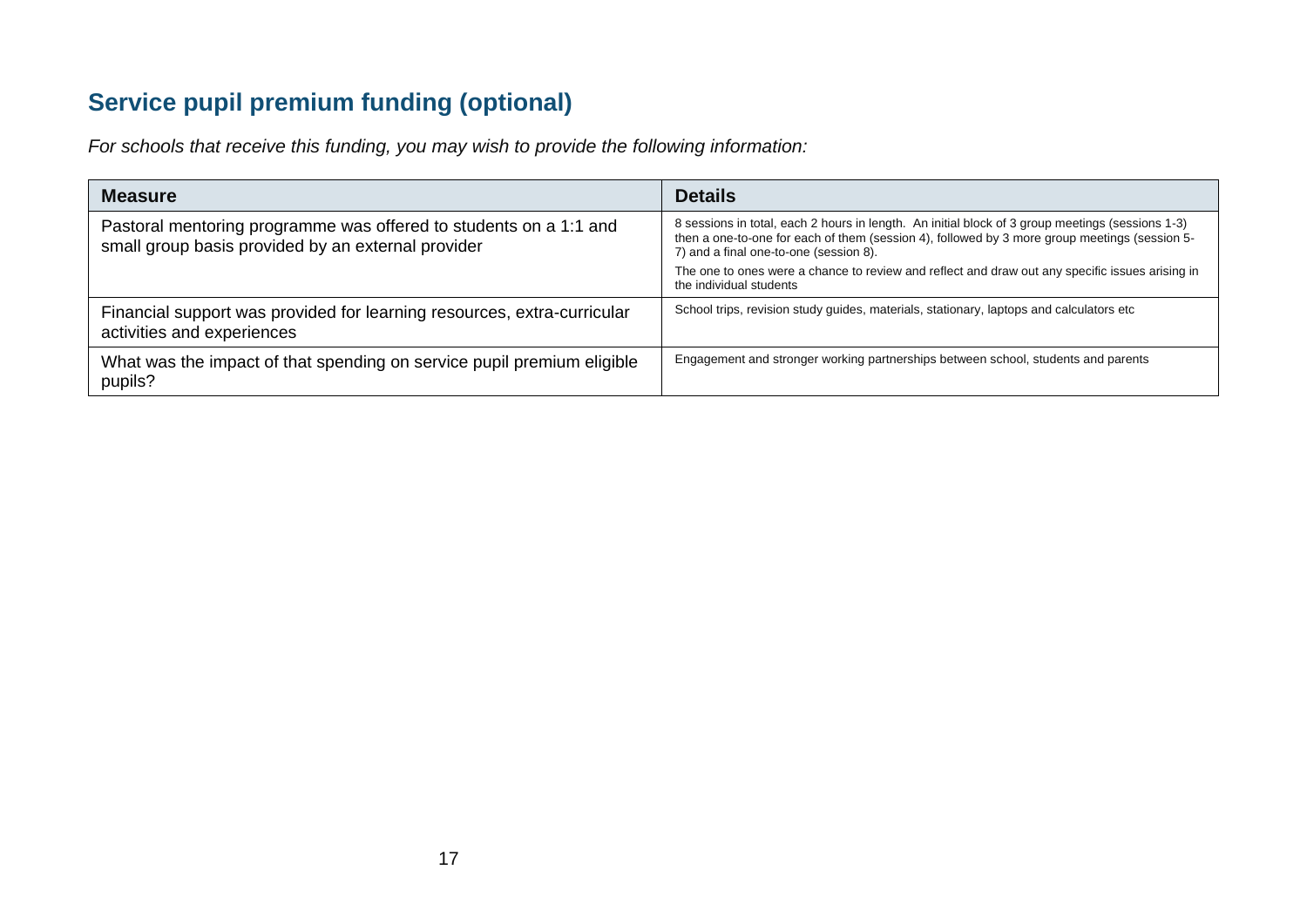## Service pupil premium funding (optional)

*For schools that receive this funding, you may wish to provide the following information:*

| Measure | Details |
|---|---|
| Pastoral mentoring programme was offered to students on a 1:1 and small group basis provided by an external provider | 8 sessions in total, each 2 hours in length. An initial block of 3 group meetings (sessions 1-3) then a one-to-one for each of them (session 4), followed by 3 more group meetings (session 5-7) and a final one-to-one (session 8).<br>The one to ones were a chance to review and reflect and draw out any specific issues arising in the individual students |
| Financial support was provided for learning resources, extra-curricular activities and experiences | School trips, revision study guides, materials, stationary, laptops and calculators etc |
| What was the impact of that spending on service pupil premium eligible pupils? | Engagement and stronger working partnerships between school, students and parents |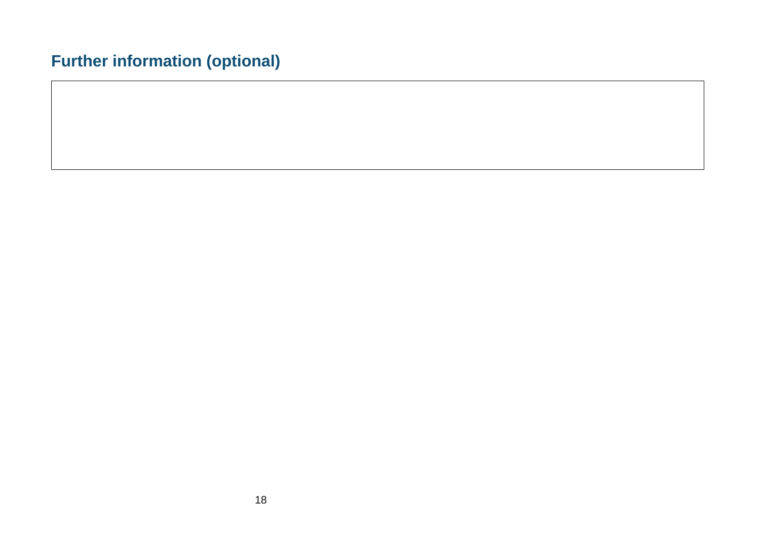## Further information (optional)

| |
|---|
| |